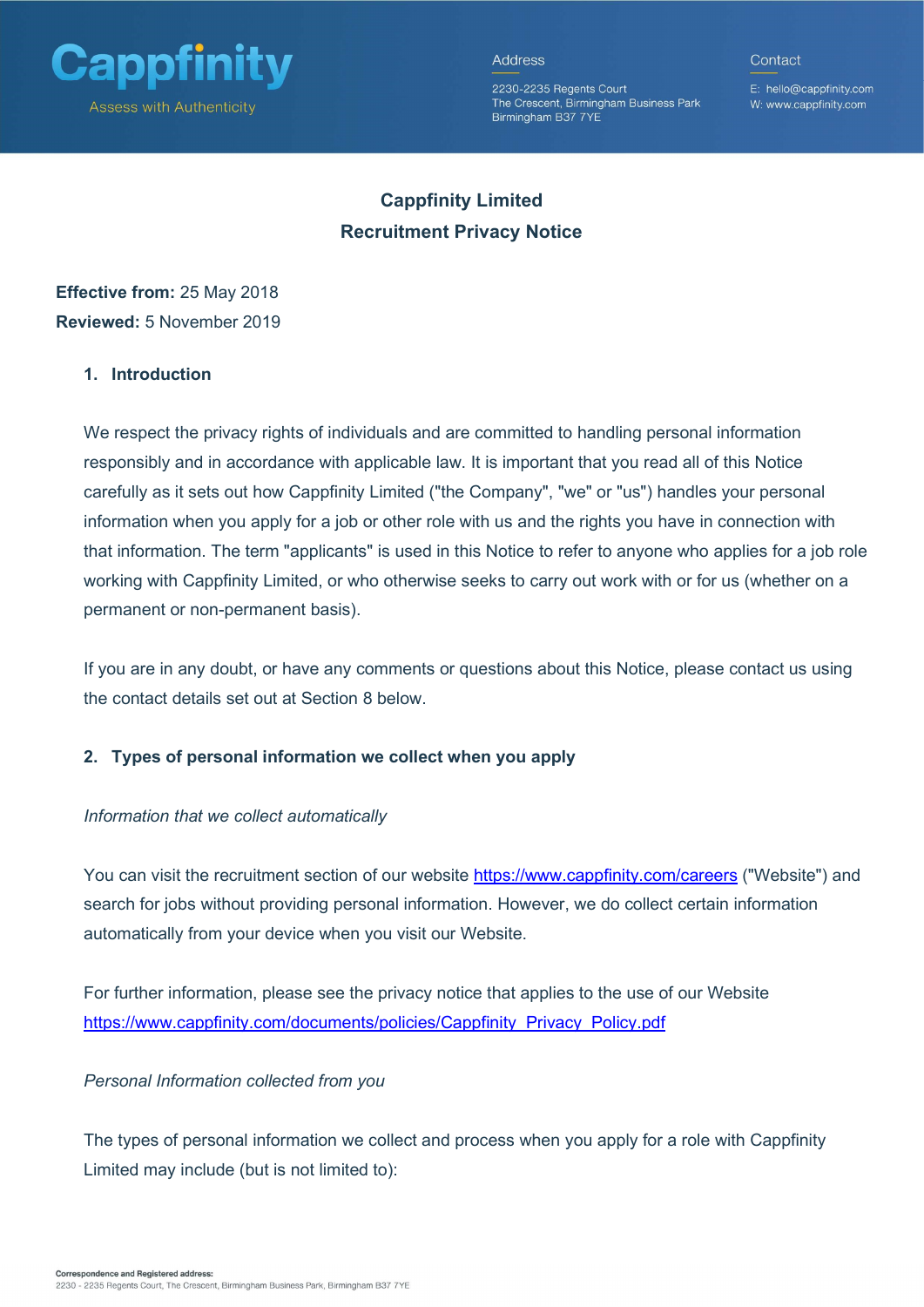# Cappfinity Limited

## Recruitment Privacy Notice

**Effective from:** 25 May 2018

**Reviewed:** 5 November 2019

### 1. Introduction

We respect the privacy rights of individuals and are committed to handling personal information responsibly and in accordance with applicable law. It is important that you read all of this Notice carefully as it sets out how Cappfinity Limited ("the Company", "we" or "us") handles your personal information when you apply for a job or other role with us and the rights you have in connection with that information. The term "applicants" is used in this Notice to refer to anyone who applies for a job role working with Cappfinity Limited, or who otherwise seeks to carry out work with or for us (whether on a permanent or non-permanent basis).

If you are in any doubt, or have any comments or questions about this Notice, please contact us using the contact details set out at Section 8 below.

### 2. Types of personal information we collect when you apply

*Information that we collect automatically*

You can visit the recruitment section of our website https://www.cappfinity.com/careers ("Website") and search for jobs without providing personal information. However, we do collect certain information automatically from your device when you visit our Website.

For further information, please see the privacy notice that applies to the use of our Website https://www.cappfinity.com/documents/policies/Cappfinity_Privacy_Policy.pdf

*Personal Information collected from you*

The types of personal information we collect and process when you apply for a role with Cappfinity Limited may include (but is not limited to):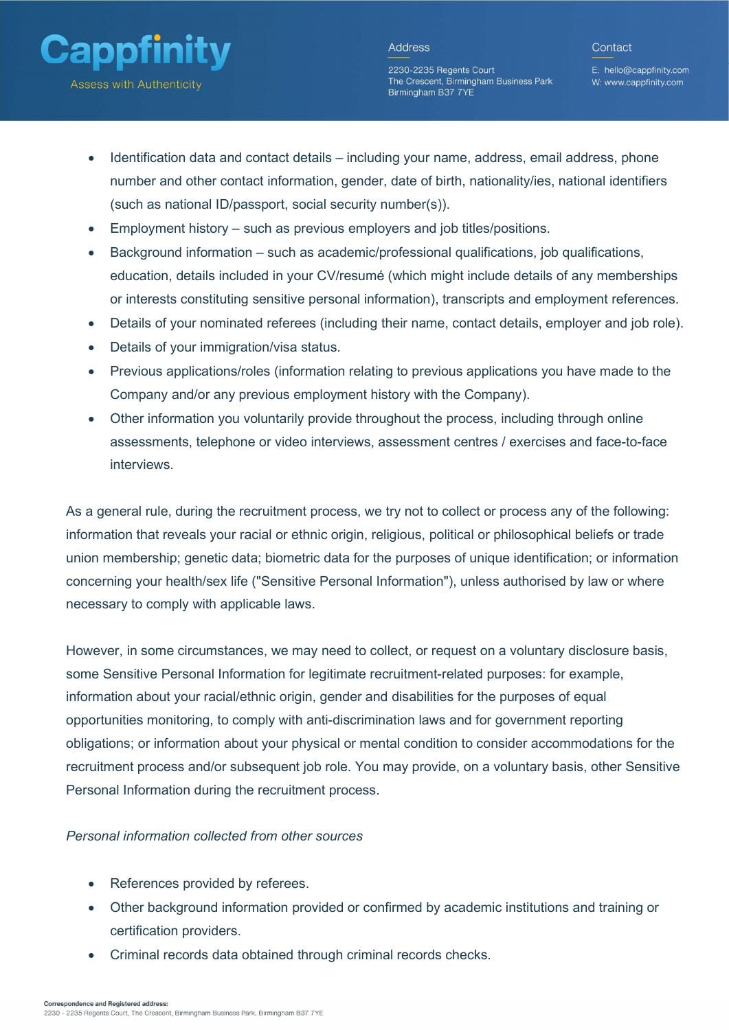- Identification data and contact details – including your name, address, email address, phone number and other contact information, gender, date of birth, nationality/ies, national identifiers (such as national ID/passport, social security number(s)).
- Employment history – such as previous employers and job titles/positions.
- Background information – such as academic/professional qualifications, job qualifications, education, details included in your CV/resumé (which might include details of any memberships or interests constituting sensitive personal information), transcripts and employment references.
- Details of your nominated referees (including their name, contact details, employer and job role).
- Details of your immigration/visa status.
- Previous applications/roles (information relating to previous applications you have made to the Company and/or any previous employment history with the Company).
- Other information you voluntarily provide throughout the process, including through online assessments, telephone or video interviews, assessment centres / exercises and face-to-face interviews.

As a general rule, during the recruitment process, we try not to collect or process any of the following: information that reveals your racial or ethnic origin, religious, political or philosophical beliefs or trade union membership; genetic data; biometric data for the purposes of unique identification; or information concerning your health/sex life ("Sensitive Personal Information"), unless authorised by law or where necessary to comply with applicable laws.

However, in some circumstances, we may need to collect, or request on a voluntary disclosure basis, some Sensitive Personal Information for legitimate recruitment-related purposes: for example, information about your racial/ethnic origin, gender and disabilities for the purposes of equal opportunities monitoring, to comply with anti-discrimination laws and for government reporting obligations; or information about your physical or mental condition to consider accommodations for the recruitment process and/or subsequent job role. You may provide, on a voluntary basis, other Sensitive Personal Information during the recruitment process.

*Personal information collected from other sources*

- References provided by referees.
- Other background information provided or confirmed by academic institutions and training or certification providers.
- Criminal records data obtained through criminal records checks.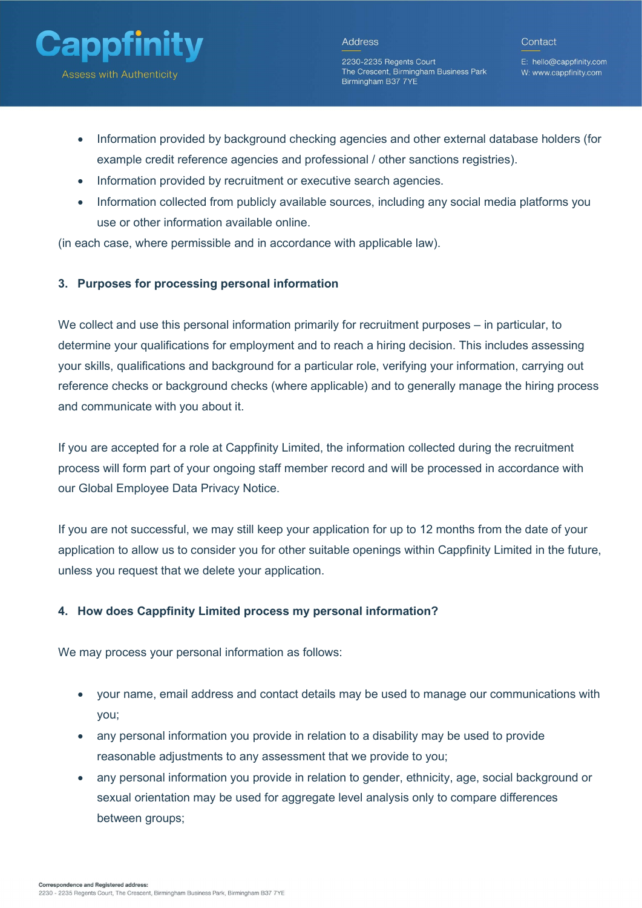- Information provided by background checking agencies and other external database holders (for example credit reference agencies and professional / other sanctions registries).
- Information provided by recruitment or executive search agencies.
- Information collected from publicly available sources, including any social media platforms you use or other information available online.

(in each case, where permissible and in accordance with applicable law).

## 3. Purposes for processing personal information

We collect and use this personal information primarily for recruitment purposes – in particular, to determine your qualifications for employment and to reach a hiring decision. This includes assessing your skills, qualifications and background for a particular role, verifying your information, carrying out reference checks or background checks (where applicable) and to generally manage the hiring process and communicate with you about it.

If you are accepted for a role at Cappfinity Limited, the information collected during the recruitment process will form part of your ongoing staff member record and will be processed in accordance with our Global Employee Data Privacy Notice.

If you are not successful, we may still keep your application for up to 12 months from the date of your application to allow us to consider you for other suitable openings within Cappfinity Limited in the future, unless you request that we delete your application.

## 4. How does Cappfinity Limited process my personal information?

We may process your personal information as follows:

- your name, email address and contact details may be used to manage our communications with you;
- any personal information you provide in relation to a disability may be used to provide reasonable adjustments to any assessment that we provide to you;
- any personal information you provide in relation to gender, ethnicity, age, social background or sexual orientation may be used for aggregate level analysis only to compare differences between groups;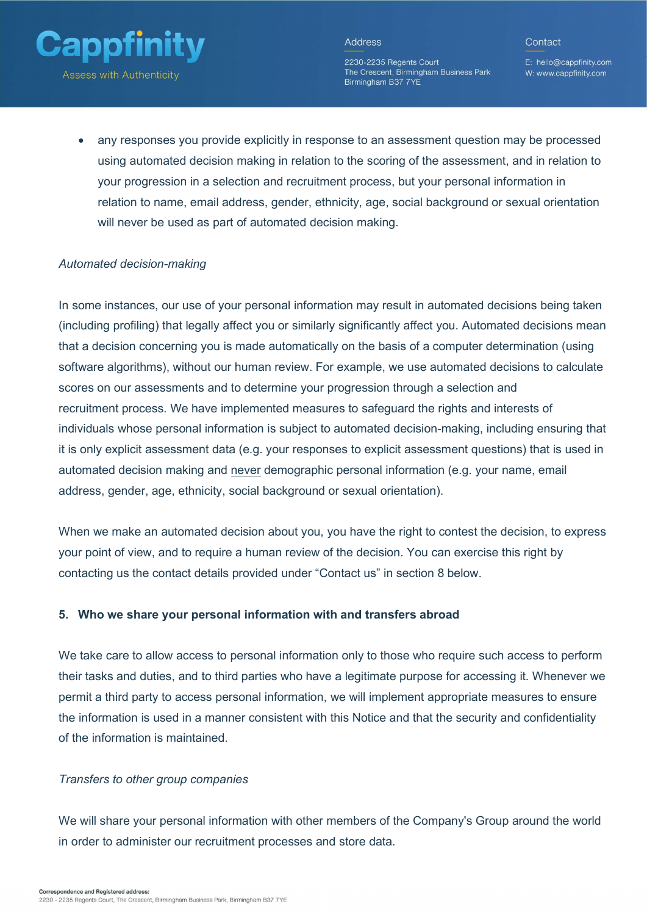- any responses you provide explicitly in response to an assessment question may be processed using automated decision making in relation to the scoring of the assessment, and in relation to your progression in a selection and recruitment process, but your personal information in relation to name, email address, gender, ethnicity, age, social background or sexual orientation will never be used as part of automated decision making.

*Automated decision-making*

In some instances, our use of your personal information may result in automated decisions being taken (including profiling) that legally affect you or similarly significantly affect you. Automated decisions mean that a decision concerning you is made automatically on the basis of a computer determination (using software algorithms), without our human review. For example, we use automated decisions to calculate scores on our assessments and to determine your progression through a selection and recruitment process. We have implemented measures to safeguard the rights and interests of individuals whose personal information is subject to automated decision-making, including ensuring that it is only explicit assessment data (e.g. your responses to explicit assessment questions) that is used in automated decision making and never demographic personal information (e.g. your name, email address, gender, age, ethnicity, social background or sexual orientation).

When we make an automated decision about you, you have the right to contest the decision, to express your point of view, and to require a human review of the decision. You can exercise this right by contacting us the contact details provided under "Contact us" in section 8 below.

## 5. Who we share your personal information with and transfers abroad

We take care to allow access to personal information only to those who require such access to perform their tasks and duties, and to third parties who have a legitimate purpose for accessing it. Whenever we permit a third party to access personal information, we will implement appropriate measures to ensure the information is used in a manner consistent with this Notice and that the security and confidentiality of the information is maintained.

*Transfers to other group companies*

We will share your personal information with other members of the Company's Group around the world in order to administer our recruitment processes and store data.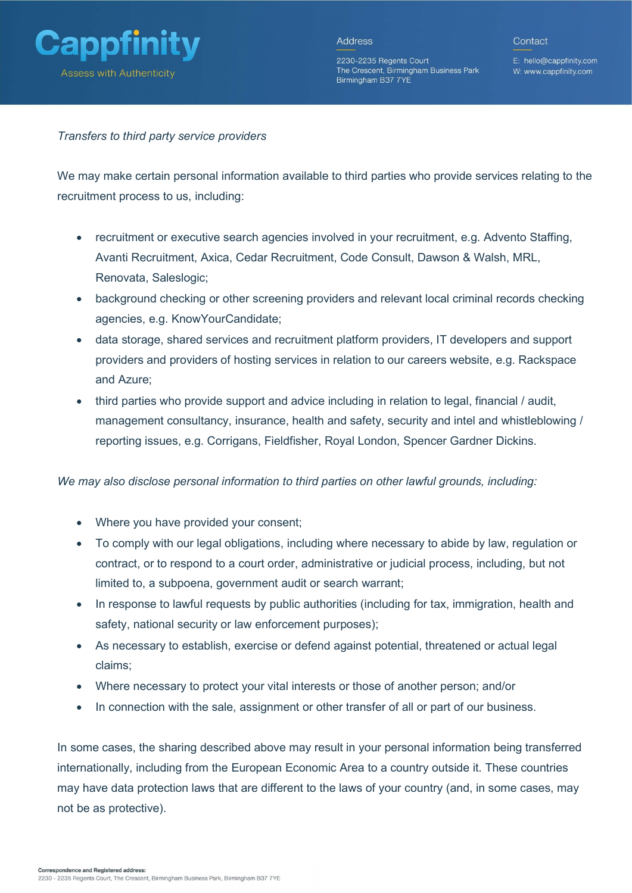*Transfers to third party service providers*

We may make certain personal information available to third parties who provide services relating to the recruitment process to us, including:

- recruitment or executive search agencies involved in your recruitment, e.g. Advento Staffing, Avanti Recruitment, Axica, Cedar Recruitment, Code Consult, Dawson & Walsh, MRL, Renovata, Saleslogic;
- background checking or other screening providers and relevant local criminal records checking agencies, e.g. KnowYourCandidate;
- data storage, shared services and recruitment platform providers, IT developers and support providers and providers of hosting services in relation to our careers website, e.g. Rackspace and Azure;
- third parties who provide support and advice including in relation to legal, financial / audit, management consultancy, insurance, health and safety, security and intel and whistleblowing / reporting issues, e.g. Corrigans, Fieldfisher, Royal London, Spencer Gardner Dickins.

*We may also disclose personal information to third parties on other lawful grounds, including:*

- Where you have provided your consent;
- To comply with our legal obligations, including where necessary to abide by law, regulation or contract, or to respond to a court order, administrative or judicial process, including, but not limited to, a subpoena, government audit or search warrant;
- In response to lawful requests by public authorities (including for tax, immigration, health and safety, national security or law enforcement purposes);
- As necessary to establish, exercise or defend against potential, threatened or actual legal claims;
- Where necessary to protect your vital interests or those of another person; and/or
- In connection with the sale, assignment or other transfer of all or part of our business.

In some cases, the sharing described above may result in your personal information being transferred internationally, including from the European Economic Area to a country outside it. These countries may have data protection laws that are different to the laws of your country (and, in some cases, may not be as protective).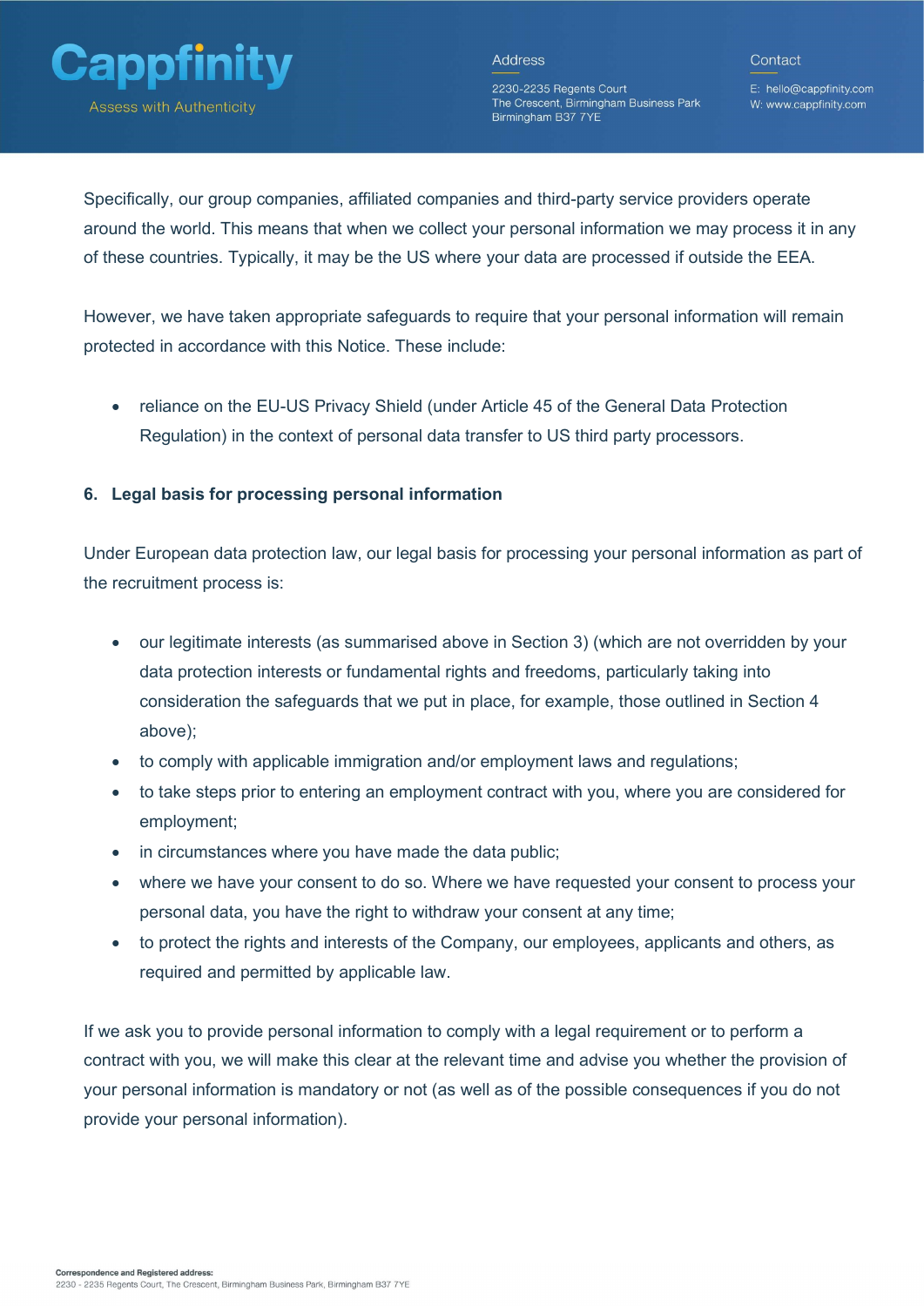Specifically, our group companies, affiliated companies and third-party service providers operate around the world. This means that when we collect your personal information we may process it in any of these countries. Typically, it may be the US where your data are processed if outside the EEA.

However, we have taken appropriate safeguards to require that your personal information will remain protected in accordance with this Notice. These include:

- reliance on the EU-US Privacy Shield (under Article 45 of the General Data Protection Regulation) in the context of personal data transfer to US third party processors.

## 6. Legal basis for processing personal information

Under European data protection law, our legal basis for processing your personal information as part of the recruitment process is:

- our legitimate interests (as summarised above in Section 3) (which are not overridden by your data protection interests or fundamental rights and freedoms, particularly taking into consideration the safeguards that we put in place, for example, those outlined in Section 4 above);
- to comply with applicable immigration and/or employment laws and regulations;
- to take steps prior to entering an employment contract with you, where you are considered for employment;
- in circumstances where you have made the data public;
- where we have your consent to do so. Where we have requested your consent to process your personal data, you have the right to withdraw your consent at any time;
- to protect the rights and interests of the Company, our employees, applicants and others, as required and permitted by applicable law.

If we ask you to provide personal information to comply with a legal requirement or to perform a contract with you, we will make this clear at the relevant time and advise you whether the provision of your personal information is mandatory or not (as well as of the possible consequences if you do not provide your personal information).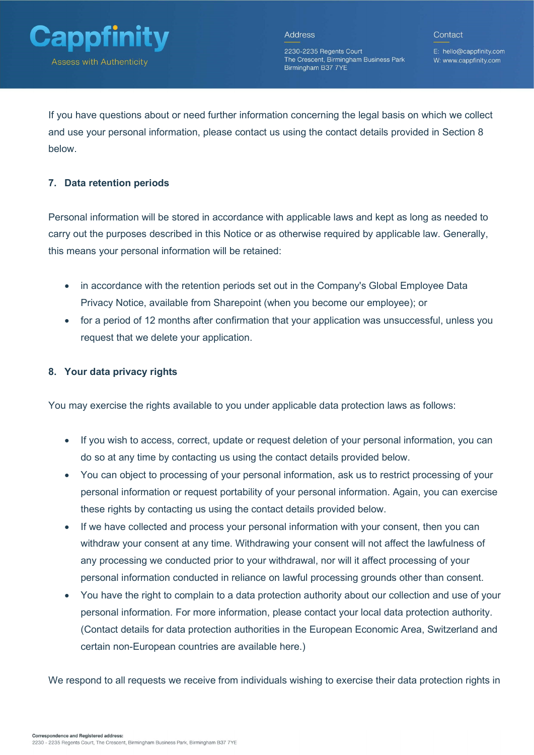If you have questions about or need further information concerning the legal basis on which we collect and use your personal information, please contact us using the contact details provided in Section 8 below.

## 7. Data retention periods

Personal information will be stored in accordance with applicable laws and kept as long as needed to carry out the purposes described in this Notice or as otherwise required by applicable law. Generally, this means your personal information will be retained:

- in accordance with the retention periods set out in the Company's Global Employee Data Privacy Notice, available from Sharepoint (when you become our employee); or
- for a period of 12 months after confirmation that your application was unsuccessful, unless you request that we delete your application.

## 8. Your data privacy rights

You may exercise the rights available to you under applicable data protection laws as follows:

- If you wish to access, correct, update or request deletion of your personal information, you can do so at any time by contacting us using the contact details provided below.
- You can object to processing of your personal information, ask us to restrict processing of your personal information or request portability of your personal information. Again, you can exercise these rights by contacting us using the contact details provided below.
- If we have collected and process your personal information with your consent, then you can withdraw your consent at any time. Withdrawing your consent will not affect the lawfulness of any processing we conducted prior to your withdrawal, nor will it affect processing of your personal information conducted in reliance on lawful processing grounds other than consent.
- You have the right to complain to a data protection authority about our collection and use of your personal information. For more information, please contact your local data protection authority. (Contact details for data protection authorities in the European Economic Area, Switzerland and certain non-European countries are available here.)

We respond to all requests we receive from individuals wishing to exercise their data protection rights in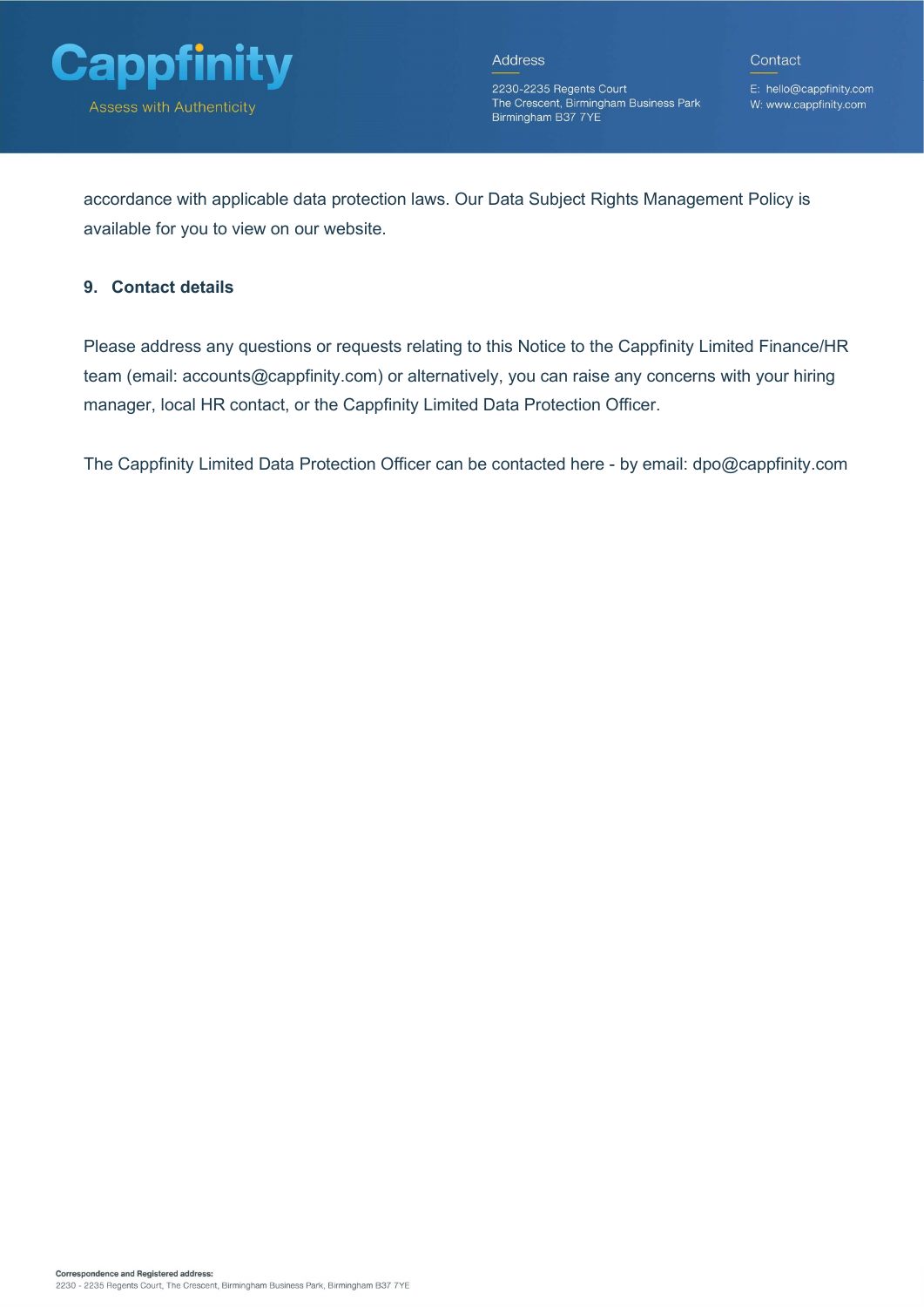accordance with applicable data protection laws. Our Data Subject Rights Management Policy is available for you to view on our website.

## 9. Contact details

Please address any questions or requests relating to this Notice to the Cappfinity Limited Finance/HR team (email: accounts@cappfinity.com) or alternatively, you can raise any concerns with your hiring manager, local HR contact, or the Cappfinity Limited Data Protection Officer.

The Cappfinity Limited Data Protection Officer can be contacted here - by email: dpo@cappfinity.com